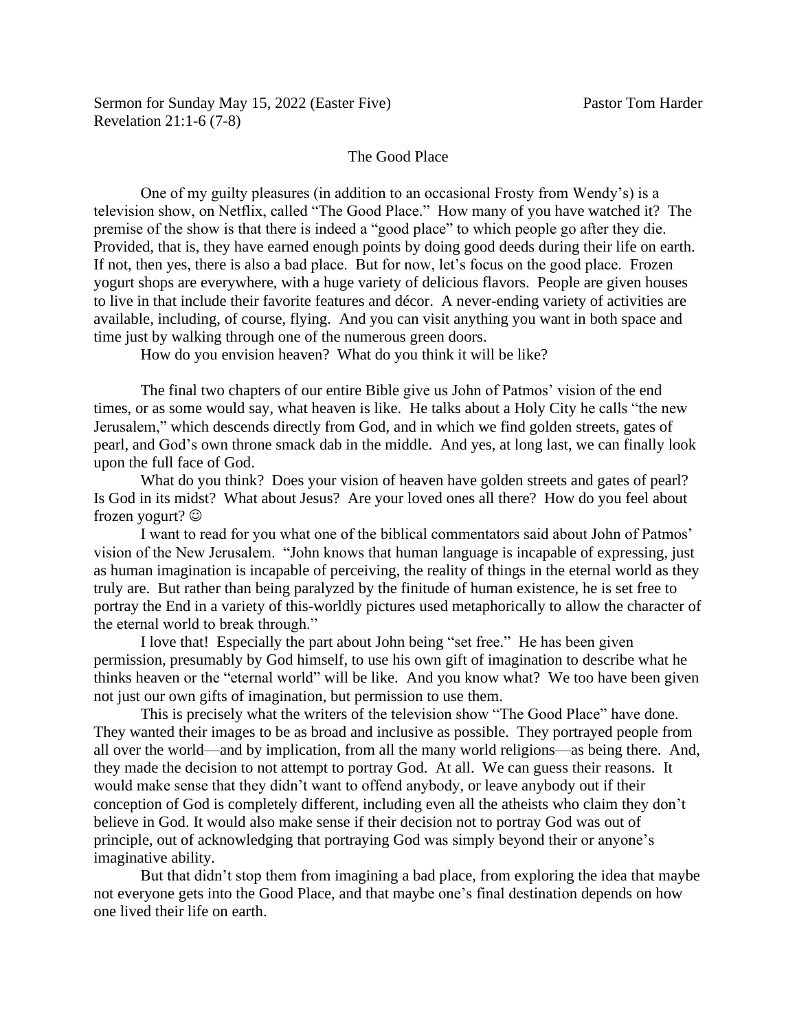Sermon for Sunday May 15, 2022 (Easter Five) Pastor Tom Harder
Revelation 21:1-6 (7-8)

# The Good Place

One of my guilty pleasures (in addition to an occasional Frosty from Wendy's) is a television show, on Netflix, called "The Good Place." How many of you have watched it? The premise of the show is that there is indeed a "good place" to which people go after they die. Provided, that is, they have earned enough points by doing good deeds during their life on earth. If not, then yes, there is also a bad place. But for now, let's focus on the good place. Frozen yogurt shops are everywhere, with a huge variety of delicious flavors. People are given houses to live in that include their favorite features and décor. A never-ending variety of activities are available, including, of course, flying. And you can visit anything you want in both space and time just by walking through one of the numerous green doors.

How do you envision heaven? What do you think it will be like?

The final two chapters of our entire Bible give us John of Patmos' vision of the end times, or as some would say, what heaven is like. He talks about a Holy City he calls "the new Jerusalem," which descends directly from God, and in which we find golden streets, gates of pearl, and God's own throne smack dab in the middle. And yes, at long last, we can finally look upon the full face of God.

What do you think? Does your vision of heaven have golden streets and gates of pearl? Is God in its midst? What about Jesus? Are your loved ones all there? How do you feel about frozen yogurt? ☺

I want to read for you what one of the biblical commentators said about John of Patmos' vision of the New Jerusalem. "John knows that human language is incapable of expressing, just as human imagination is incapable of perceiving, the reality of things in the eternal world as they truly are. But rather than being paralyzed by the finitude of human existence, he is set free to portray the End in a variety of this-worldly pictures used metaphorically to allow the character of the eternal world to break through."

I love that! Especially the part about John being "set free." He has been given permission, presumably by God himself, to use his own gift of imagination to describe what he thinks heaven or the "eternal world" will be like. And you know what? We too have been given not just our own gifts of imagination, but permission to use them.

This is precisely what the writers of the television show "The Good Place" have done. They wanted their images to be as broad and inclusive as possible. They portrayed people from all over the world—and by implication, from all the many world religions—as being there. And, they made the decision to not attempt to portray God. At all. We can guess their reasons. It would make sense that they didn't want to offend anybody, or leave anybody out if their conception of God is completely different, including even all the atheists who claim they don't believe in God. It would also make sense if their decision not to portray God was out of principle, out of acknowledging that portraying God was simply beyond their or anyone's imaginative ability.

But that didn't stop them from imagining a bad place, from exploring the idea that maybe not everyone gets into the Good Place, and that maybe one's final destination depends on how one lived their life on earth.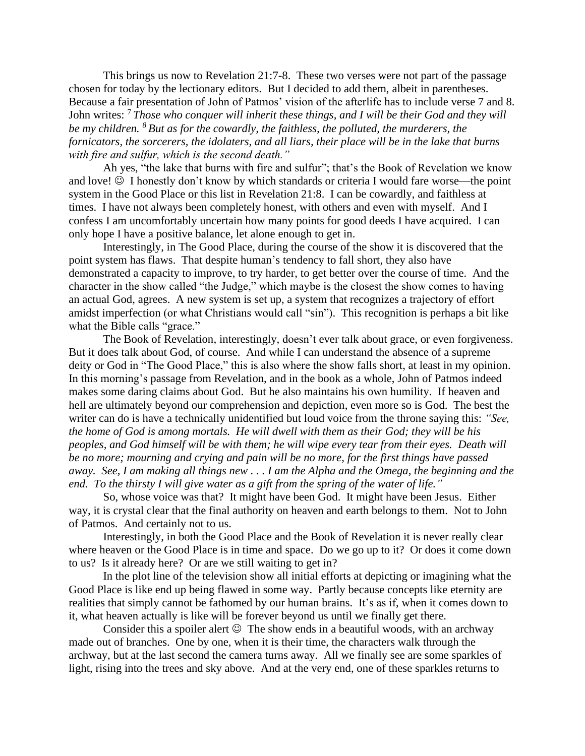This brings us now to Revelation 21:7-8. These two verses were not part of the passage chosen for today by the lectionary editors. But I decided to add them, albeit in parentheses. Because a fair presentation of John of Patmos' vision of the afterlife has to include verse 7 and 8. John writes: [7] *Those who conquer will inherit these things, and I will be their God and they will be my children.* [8] *But as for the cowardly, the faithless, the polluted, the murderers, the fornicators, the sorcerers, the idolaters, and all liars, their place will be in the lake that burns with fire and sulfur, which is the second death."*

Ah yes, "the lake that burns with fire and sulfur"; that's the Book of Revelation we know and love! ☺ I honestly don't know by which standards or criteria I would fare worse—the point system in the Good Place or this list in Revelation 21:8. I can be cowardly, and faithless at times. I have not always been completely honest, with others and even with myself. And I confess I am uncomfortably uncertain how many points for good deeds I have acquired. I can only hope I have a positive balance, let alone enough to get in.

Interestingly, in The Good Place, during the course of the show it is discovered that the point system has flaws. That despite human's tendency to fall short, they also have demonstrated a capacity to improve, to try harder, to get better over the course of time. And the character in the show called "the Judge," which maybe is the closest the show comes to having an actual God, agrees. A new system is set up, a system that recognizes a trajectory of effort amidst imperfection (or what Christians would call "sin"). This recognition is perhaps a bit like what the Bible calls "grace."

The Book of Revelation, interestingly, doesn't ever talk about grace, or even forgiveness. But it does talk about God, of course. And while I can understand the absence of a supreme deity or God in "The Good Place," this is also where the show falls short, at least in my opinion. In this morning's passage from Revelation, and in the book as a whole, John of Patmos indeed makes some daring claims about God. But he also maintains his own humility. If heaven and hell are ultimately beyond our comprehension and depiction, even more so is God. The best the writer can do is have a technically unidentified but loud voice from the throne saying this: *"See, the home of God is among mortals. He will dwell with them as their God; they will be his peoples, and God himself will be with them; he will wipe every tear from their eyes. Death will be no more; mourning and crying and pain will be no more, for the first things have passed away. See, I am making all things new . . . I am the Alpha and the Omega, the beginning and the end. To the thirsty I will give water as a gift from the spring of the water of life."*

So, whose voice was that? It might have been God. It might have been Jesus. Either way, it is crystal clear that the final authority on heaven and earth belongs to them. Not to John of Patmos. And certainly not to us.

Interestingly, in both the Good Place and the Book of Revelation it is never really clear where heaven or the Good Place is in time and space. Do we go up to it? Or does it come down to us? Is it already here? Or are we still waiting to get in?

In the plot line of the television show all initial efforts at depicting or imagining what the Good Place is like end up being flawed in some way. Partly because concepts like eternity are realities that simply cannot be fathomed by our human brains. It's as if, when it comes down to it, what heaven actually is like will be forever beyond us until we finally get there.

Consider this a spoiler alert ☺ The show ends in a beautiful woods, with an archway made out of branches. One by one, when it is their time, the characters walk through the archway, but at the last second the camera turns away. All we finally see are some sparkles of light, rising into the trees and sky above. And at the very end, one of these sparkles returns to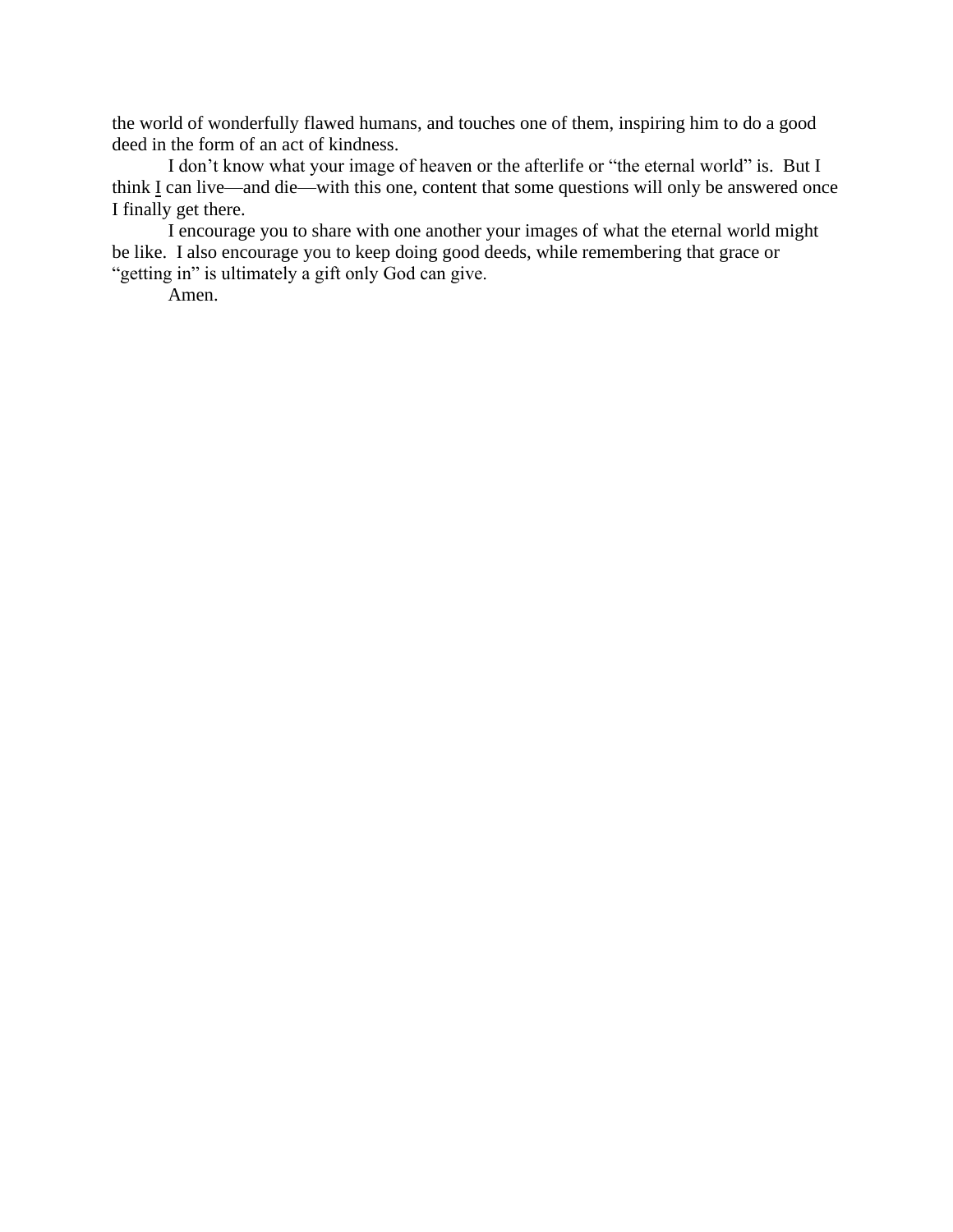the world of wonderfully flawed humans, and touches one of them, inspiring him to do a good deed in the form of an act of kindness.

I don't know what your image of heaven or the afterlife or "the eternal world" is. But I think <u>I</u> can live—and die—with this one, content that some questions will only be answered once I finally get there.

I encourage you to share with one another your images of what the eternal world might be like. I also encourage you to keep doing good deeds, while remembering that grace or "getting in" is ultimately a gift only God can give.

Amen.